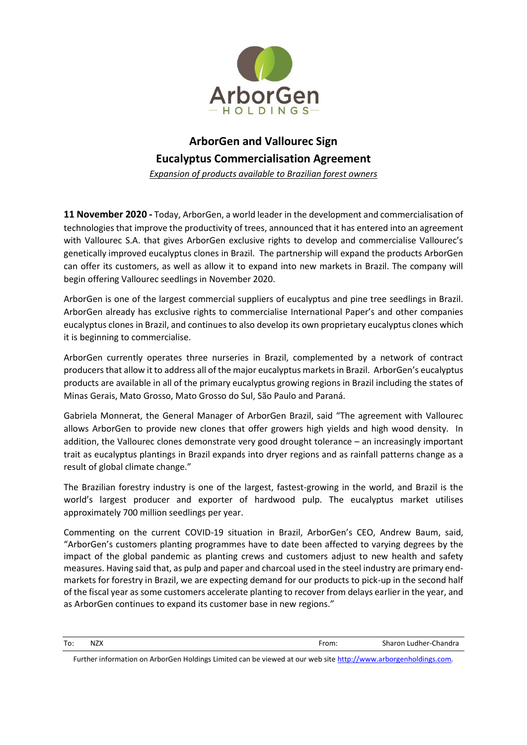# ArborGen and Vallourec Sign Eucalyptus Commercialisation Agreement

*Expansion of products available to Brazilian forest owners*

**11 November 2020 -** Today, ArborGen, a world leader in the development and commercialisation of technologies that improve the productivity of trees, announced that it has entered into an agreement with Vallourec S.A. that gives ArborGen exclusive rights to develop and commercialise Vallourec's genetically improved eucalyptus clones in Brazil. The partnership will expand the products ArborGen can offer its customers, as well as allow it to expand into new markets in Brazil. The company will begin offering Vallourec seedlings in November 2020.

ArborGen is one of the largest commercial suppliers of eucalyptus and pine tree seedlings in Brazil. ArborGen already has exclusive rights to commercialise International Paper's and other companies eucalyptus clones in Brazil, and continues to also develop its own proprietary eucalyptus clones which it is beginning to commercialise.

ArborGen currently operates three nurseries in Brazil, complemented by a network of contract producers that allow it to address all of the major eucalyptus markets in Brazil. ArborGen's eucalyptus products are available in all of the primary eucalyptus growing regions in Brazil including the states of Minas Gerais, Mato Grosso, Mato Grosso do Sul, São Paulo and Paraná.

Gabriela Monnerat, the General Manager of ArborGen Brazil, said "The agreement with Vallourec allows ArborGen to provide new clones that offer growers high yields and high wood density. In addition, the Vallourec clones demonstrate very good drought tolerance – an increasingly important trait as eucalyptus plantings in Brazil expands into dryer regions and as rainfall patterns change as a result of global climate change."

The Brazilian forestry industry is one of the largest, fastest-growing in the world, and Brazil is the world's largest producer and exporter of hardwood pulp. The eucalyptus market utilises approximately 700 million seedlings per year.

Commenting on the current COVID-19 situation in Brazil, ArborGen's CEO, Andrew Baum, said, "ArborGen's customers planting programmes have to date been affected to varying degrees by the impact of the global pandemic as planting crews and customers adjust to new health and safety measures. Having said that, as pulp and paper and charcoal used in the steel industry are primary end-markets for forestry in Brazil, we are expecting demand for our products to pick-up in the second half of the fiscal year as some customers accelerate planting to recover from delays earlier in the year, and as ArborGen continues to expand its customer base in new regions."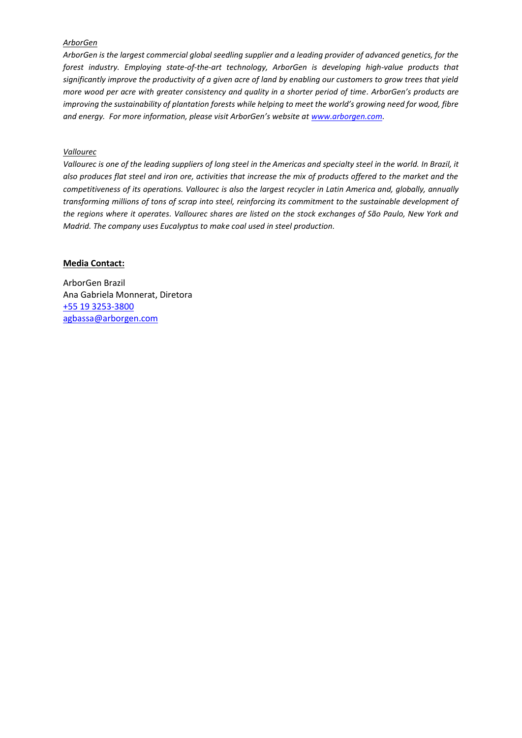*ArborGen*

*ArborGen is the largest commercial global seedling supplier and a leading provider of advanced genetics, for the forest industry. Employing state-of-the-art technology, ArborGen is developing high-value products that significantly improve the productivity of a given acre of land by enabling our customers to grow trees that yield more wood per acre with greater consistency and quality in a shorter period of time. ArborGen's products are improving the sustainability of plantation forests while helping to meet the world's growing need for wood, fibre and energy. For more information, please visit ArborGen's website at [www.arborgen.com](http://www.arborgen.com).*

*Vallourec*

*Vallourec is one of the leading suppliers of long steel in the Americas and specialty steel in the world. In Brazil, it also produces flat steel and iron ore, activities that increase the mix of products offered to the market and the competitiveness of its operations. Vallourec is also the largest recycler in Latin America and, globally, annually transforming millions of tons of scrap into steel, reinforcing its commitment to the sustainable development of the regions where it operates. Vallourec shares are listed on the stock exchanges of São Paulo, New York and Madrid. The company uses Eucalyptus to make coal used in steel production.*

**Media Contact:**

ArborGen Brazil
Ana Gabriela Monnerat, Diretora
+55 19 3253-3800
agbassa@arborgen.com